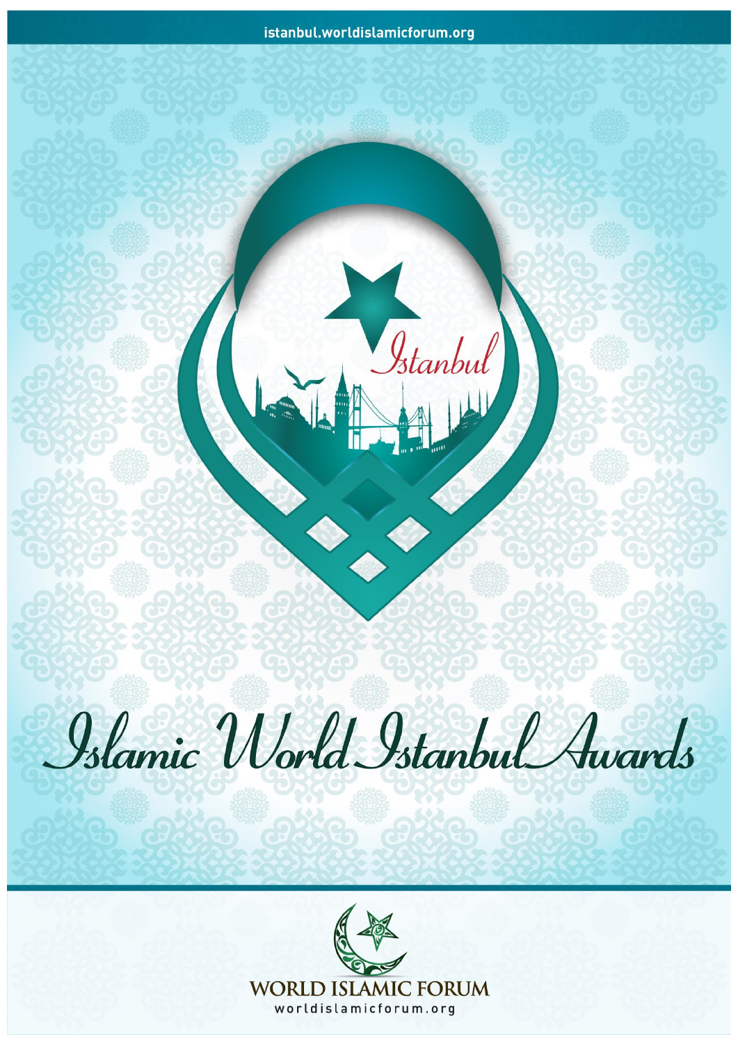istanbul.worldislamicforum.org

# Islamic World Istanbul Awards

WORLD ISLAMIC FORUM

worldislamicforum.org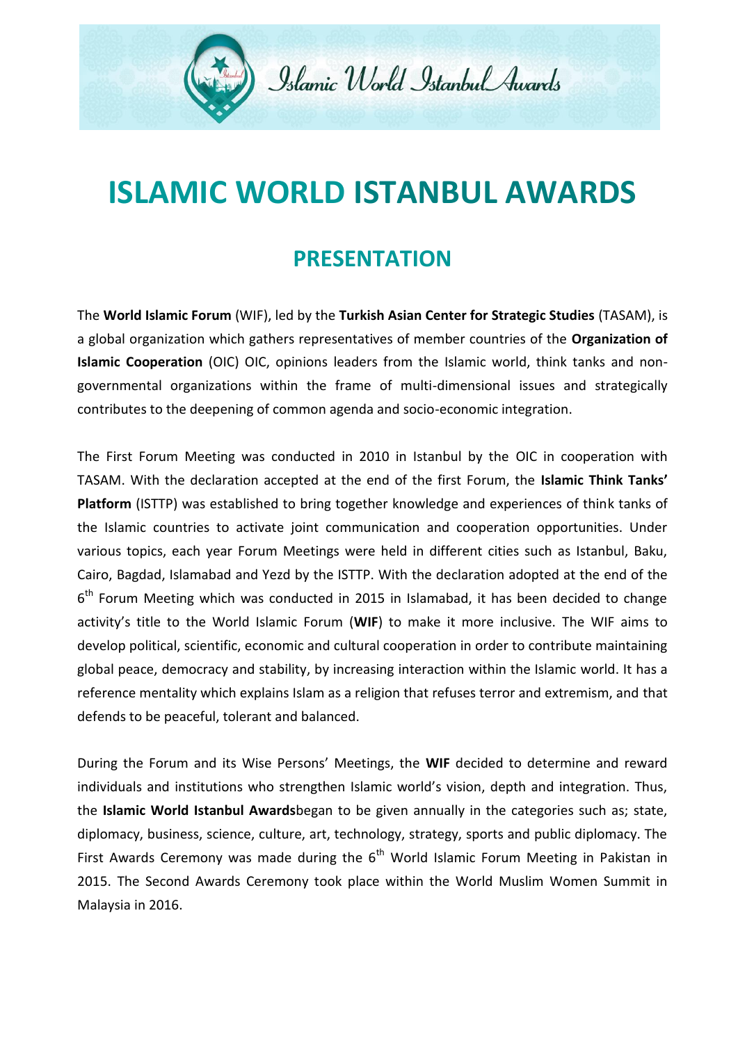# ISLAMIC WORLD ISTANBUL AWARDS

## PRESENTATION

The **World Islamic Forum** (WIF), led by the **Turkish Asian Center for Strategic Studies** (TASAM), is a global organization which gathers representatives of member countries of the **Organization of Islamic Cooperation** (OIC) OIC, opinions leaders from the Islamic world, think tanks and non-governmental organizations within the frame of multi-dimensional issues and strategically contributes to the deepening of common agenda and socio-economic integration.

The First Forum Meeting was conducted in 2010 in Istanbul by the OIC in cooperation with TASAM. With the declaration accepted at the end of the first Forum, the **Islamic Think Tanks' Platform** (ISTTP) was established to bring together knowledge and experiences of think tanks of the Islamic countries to activate joint communication and cooperation opportunities. Under various topics, each year Forum Meetings were held in different cities such as Istanbul, Baku, Cairo, Bagdad, Islamabad and Yezd by the ISTTP. With the declaration adopted at the end of the 6th Forum Meeting which was conducted in 2015 in Islamabad, it has been decided to change activity's title to the World Islamic Forum (**WIF**) to make it more inclusive. The WIF aims to develop political, scientific, economic and cultural cooperation in order to contribute maintaining global peace, democracy and stability, by increasing interaction within the Islamic world. It has a reference mentality which explains Islam as a religion that refuses terror and extremism, and that defends to be peaceful, tolerant and balanced.

During the Forum and its Wise Persons' Meetings, the **WIF** decided to determine and reward individuals and institutions who strengthen Islamic world's vision, depth and integration. Thus, the **Islamic World Istanbul Awards**began to be given annually in the categories such as; state, diplomacy, business, science, culture, art, technology, strategy, sports and public diplomacy. The First Awards Ceremony was made during the 6th World Islamic Forum Meeting in Pakistan in 2015. The Second Awards Ceremony took place within the World Muslim Women Summit in Malaysia in 2016.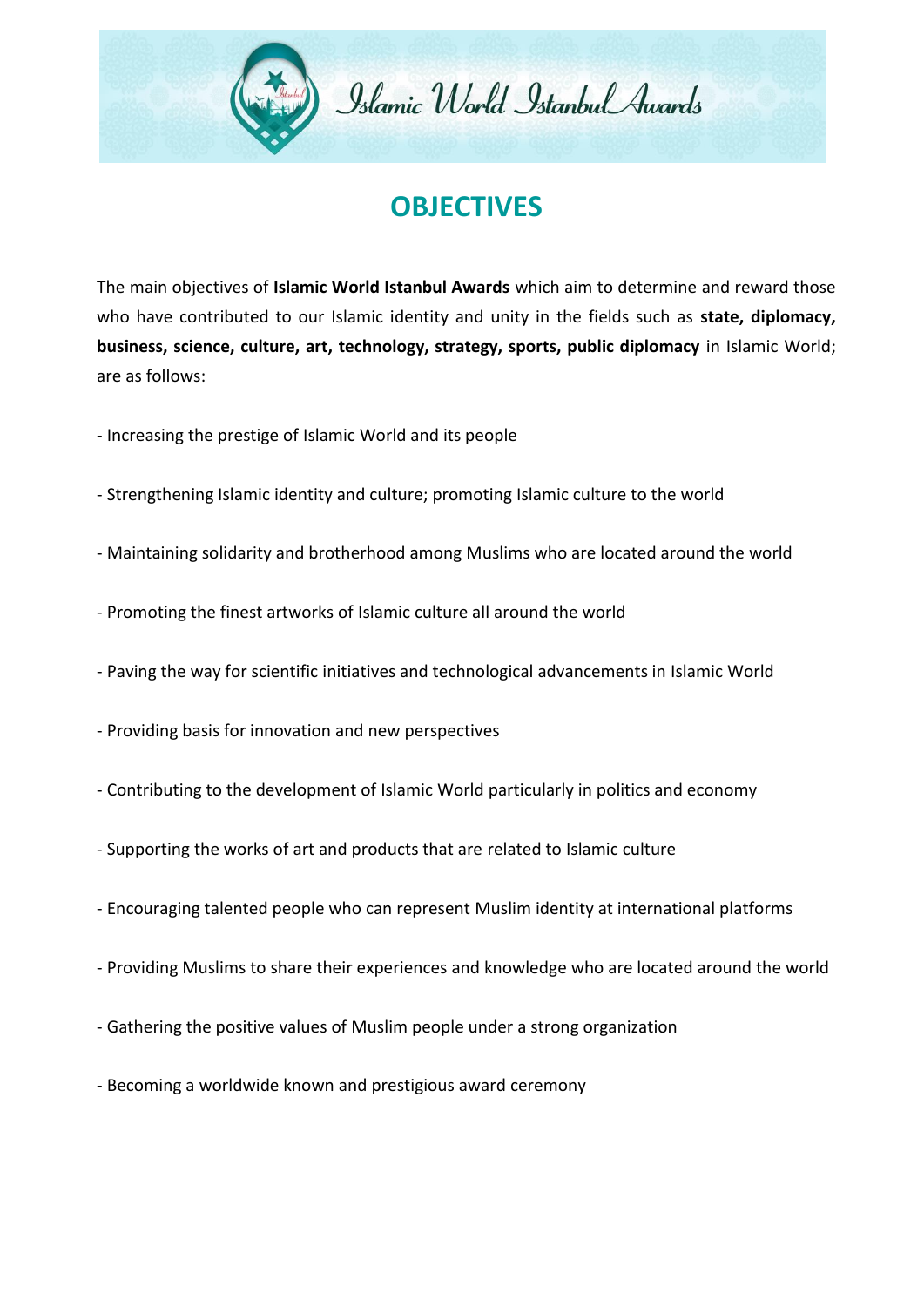# OBJECTIVES

The main objectives of **Islamic World Istanbul Awards** which aim to determine and reward those who have contributed to our Islamic identity and unity in the fields such as **state, diplomacy, business, science, culture, art, technology, strategy, sports, public diplomacy** in Islamic World; are as follows:

- Increasing the prestige of Islamic World and its people
- Strengthening Islamic identity and culture; promoting Islamic culture to the world
- Maintaining solidarity and brotherhood among Muslims who are located around the world
- Promoting the finest artworks of Islamic culture all around the world
- Paving the way for scientific initiatives and technological advancements in Islamic World
- Providing basis for innovation and new perspectives
- Contributing to the development of Islamic World particularly in politics and economy
- Supporting the works of art and products that are related to Islamic culture
- Encouraging talented people who can represent Muslim identity at international platforms
- Providing Muslims to share their experiences and knowledge who are located around the world
- Gathering the positive values of Muslim people under a strong organization
- Becoming a worldwide known and prestigious award ceremony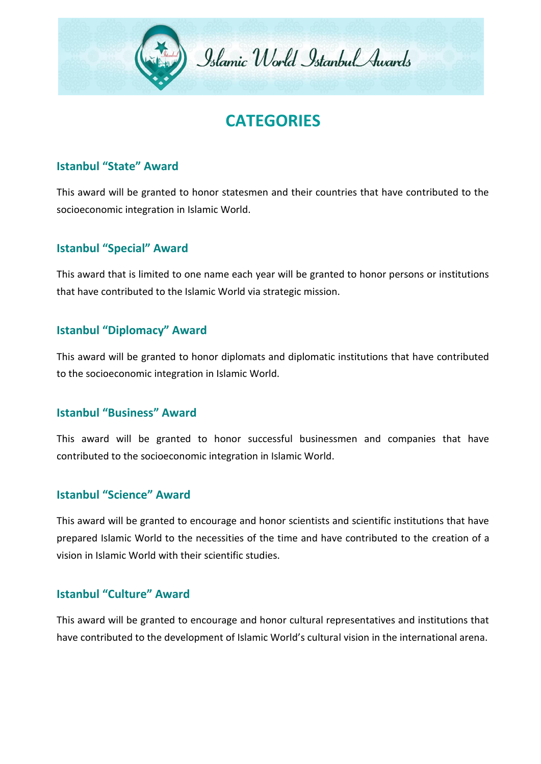# CATEGORIES

## Istanbul “State” Award

This award will be granted to honor statesmen and their countries that have contributed to the socioeconomic integration in Islamic World.

## Istanbul “Special” Award

This award that is limited to one name each year will be granted to honor persons or institutions that have contributed to the Islamic World via strategic mission.

## Istanbul “Diplomacy” Award

This award will be granted to honor diplomats and diplomatic institutions that have contributed to the socioeconomic integration in Islamic World.

## Istanbul “Business” Award

This award will be granted to honor successful businessmen and companies that have contributed to the socioeconomic integration in Islamic World.

## Istanbul “Science” Award

This award will be granted to encourage and honor scientists and scientific institutions that have prepared Islamic World to the necessities of the time and have contributed to the creation of a vision in Islamic World with their scientific studies.

## Istanbul “Culture” Award

This award will be granted to encourage and honor cultural representatives and institutions that have contributed to the development of Islamic World’s cultural vision in the international arena.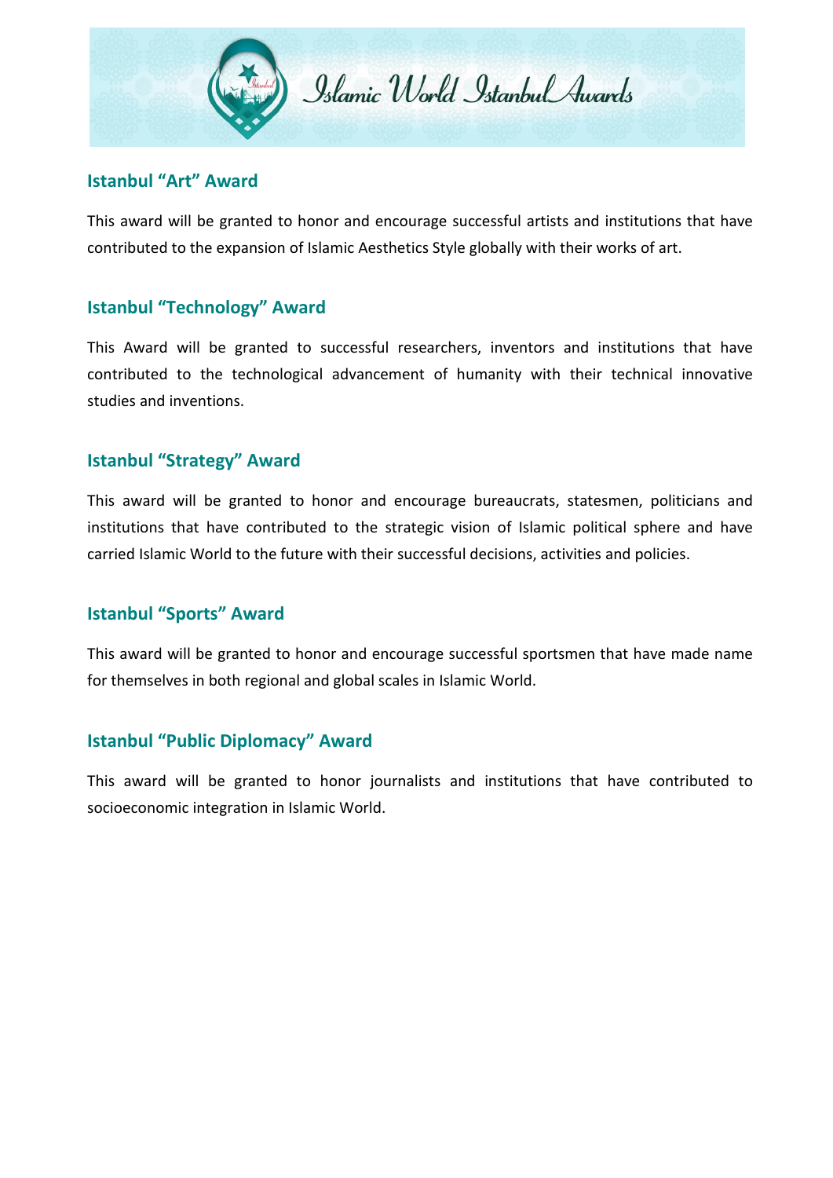## Istanbul “Art” Award

This award will be granted to honor and encourage successful artists and institutions that have contributed to the expansion of Islamic Aesthetics Style globally with their works of art.

## Istanbul “Technology” Award

This Award will be granted to successful researchers, inventors and institutions that have contributed to the technological advancement of humanity with their technical innovative studies and inventions.

## Istanbul “Strategy” Award

This award will be granted to honor and encourage bureaucrats, statesmen, politicians and institutions that have contributed to the strategic vision of Islamic political sphere and have carried Islamic World to the future with their successful decisions, activities and policies.

## Istanbul “Sports” Award

This award will be granted to honor and encourage successful sportsmen that have made name for themselves in both regional and global scales in Islamic World.

## Istanbul “Public Diplomacy” Award

This award will be granted to honor journalists and institutions that have contributed to socioeconomic integration in Islamic World.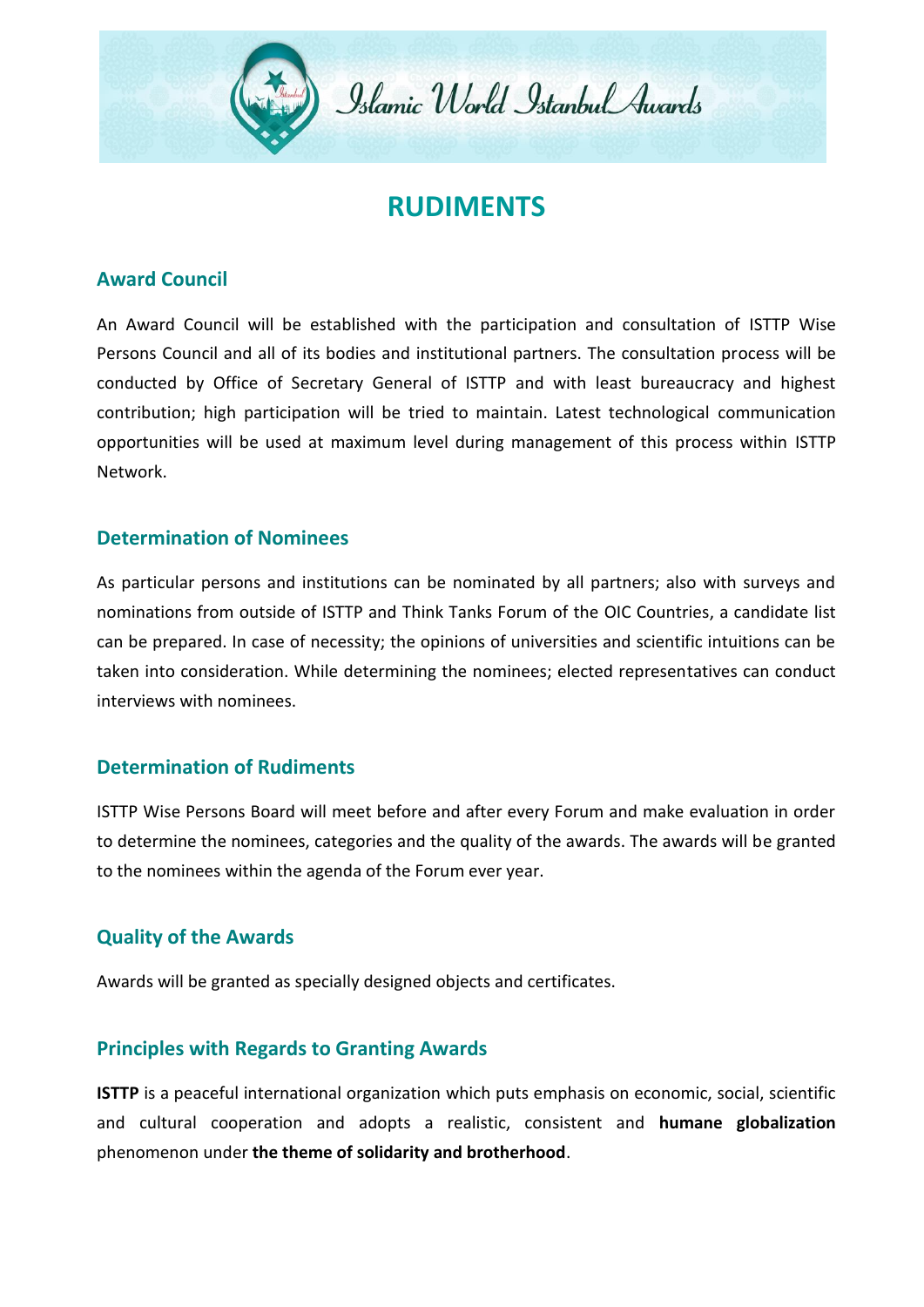# RUDIMENTS

## Award Council

An Award Council will be established with the participation and consultation of ISTTP Wise Persons Council and all of its bodies and institutional partners. The consultation process will be conducted by Office of Secretary General of ISTTP and with least bureaucracy and highest contribution; high participation will be tried to maintain. Latest technological communication opportunities will be used at maximum level during management of this process within ISTTP Network.

## Determination of Nominees

As particular persons and institutions can be nominated by all partners; also with surveys and nominations from outside of ISTTP and Think Tanks Forum of the OIC Countries, a candidate list can be prepared. In case of necessity; the opinions of universities and scientific intuitions can be taken into consideration. While determining the nominees; elected representatives can conduct interviews with nominees.

## Determination of Rudiments

ISTTP Wise Persons Board will meet before and after every Forum and make evaluation in order to determine the nominees, categories and the quality of the awards. The awards will be granted to the nominees within the agenda of the Forum ever year.

## Quality of the Awards

Awards will be granted as specially designed objects and certificates.

## Principles with Regards to Granting Awards

**ISTTP** is a peaceful international organization which puts emphasis on economic, social, scientific and cultural cooperation and adopts a realistic, consistent and **humane globalization** phenomenon under **the theme of solidarity and brotherhood**.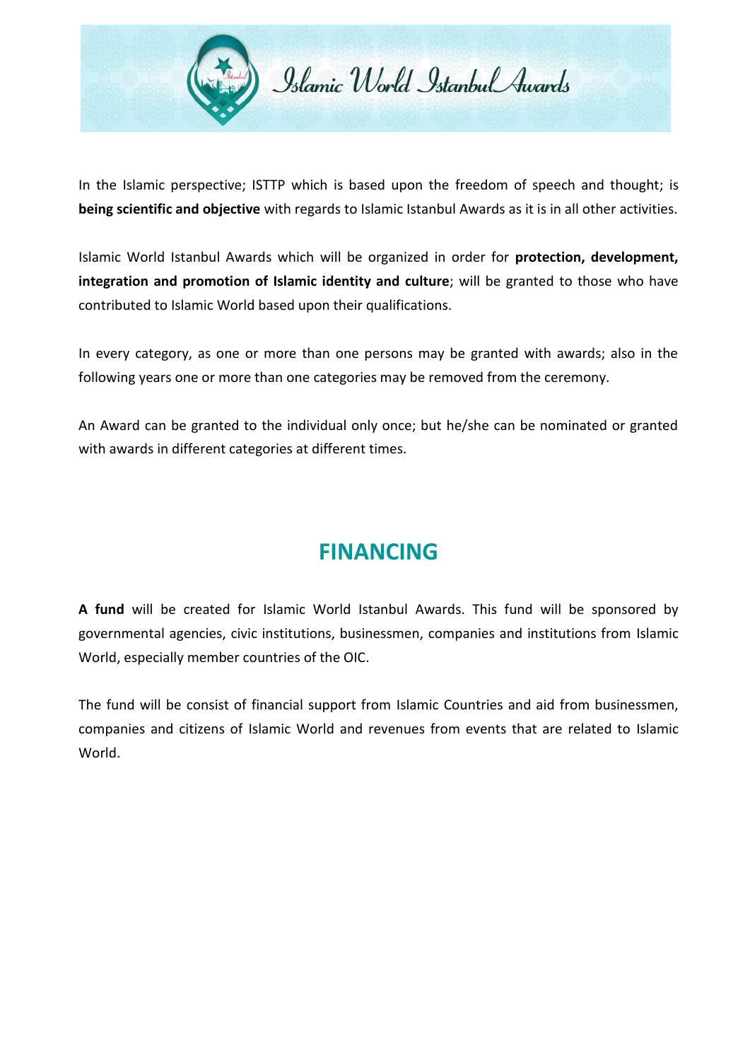In the Islamic perspective; ISTTP which is based upon the freedom of speech and thought; is **being scientific and objective** with regards to Islamic Istanbul Awards as it is in all other activities.

Islamic World Istanbul Awards which will be organized in order for **protection, development, integration and promotion of Islamic identity and culture**; will be granted to those who have contributed to Islamic World based upon their qualifications.

In every category, as one or more than one persons may be granted with awards; also in the following years one or more than one categories may be removed from the ceremony.

An Award can be granted to the individual only once; but he/she can be nominated or granted with awards in different categories at different times.

## FINANCING

**A fund** will be created for Islamic World Istanbul Awards. This fund will be sponsored by governmental agencies, civic institutions, businessmen, companies and institutions from Islamic World, especially member countries of the OIC.

The fund will be consist of financial support from Islamic Countries and aid from businessmen, companies and citizens of Islamic World and revenues from events that are related to Islamic World.